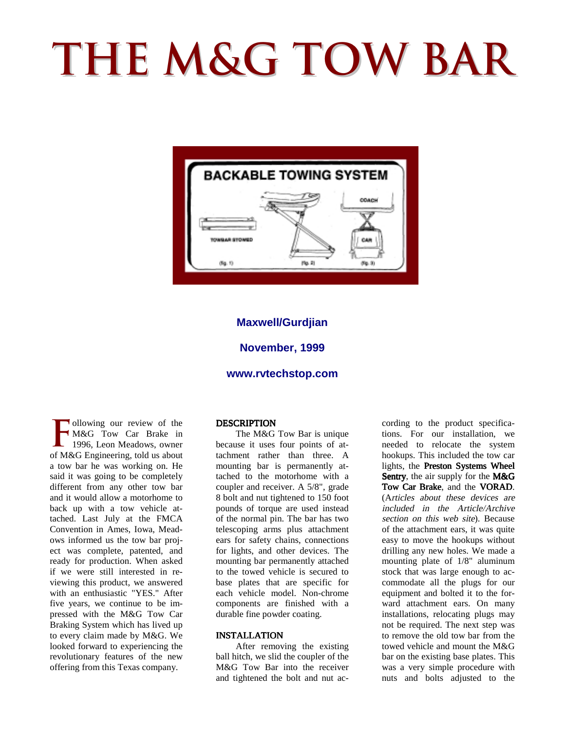# THE M&G TOW BAR

BACKABLE TOWING SYSTEM

TOWBAR STOWED

COACH

CAR

(fig. 1)

(fig. 2)

(fig. 3)

**Maxwell/Gurdjian**

**November, 1999**

**www.rvtechstop.com**

Following our review of the M&G Tow Car Brake in 1996, Leon Meadows, owner of M&G Engineering, told us about a tow bar he was working on. He said it was going to be completely different from any other tow bar and it would allow a motorhome to back up with a tow vehicle attached. Last July at the FMCA Convention in Ames, Iowa, Meadows informed us the tow bar project was complete, patented, and ready for production. When asked if we were still interested in reviewing this product, we answered with an enthusiastic "YES." After five years, we continue to be impressed with the M&G Tow Car Braking System which has lived up to every claim made by M&G. We looked forward to experiencing the revolutionary features of the new offering from this Texas company.

**DESCRIPTION**

The M&G Tow Bar is unique because it uses four points of attachment rather than three. A mounting bar is permanently attached to the motorhome with a coupler and receiver. A 5/8", grade 8 bolt and nut tightened to 150 foot pounds of torque are used instead of the normal pin. The bar has two telescoping arms plus attachment ears for safety chains, connections for lights, and other devices. The mounting bar permanently attached to the towed vehicle is secured to base plates that are specific for each vehicle model. Non-chrome components are finished with a durable fine powder coating.

**INSTALLATION**

After removing the existing ball hitch, we slid the coupler of the M&G Tow Bar into the receiver and tightened the bolt and nut according to the product specifications. For our installation, we needed to relocate the system hookups. This included the tow car lights, the **Preston Systems Wheel Sentry**, the air supply for the **M&G Tow Car Brake**, and the **VORAD**. (A*rticles about these devices are included in the Article/Archive section on this web site*). Because of the attachment ears, it was quite easy to move the hookups without drilling any new holes. We made a mounting plate of 1/8" aluminum stock that was large enough to accommodate all the plugs for our equipment and bolted it to the forward attachment ears. On many installations, relocating plugs may not be required. The next step was to remove the old tow bar from the towed vehicle and mount the M&G bar on the existing base plates. This was a very simple procedure with nuts and bolts adjusted to the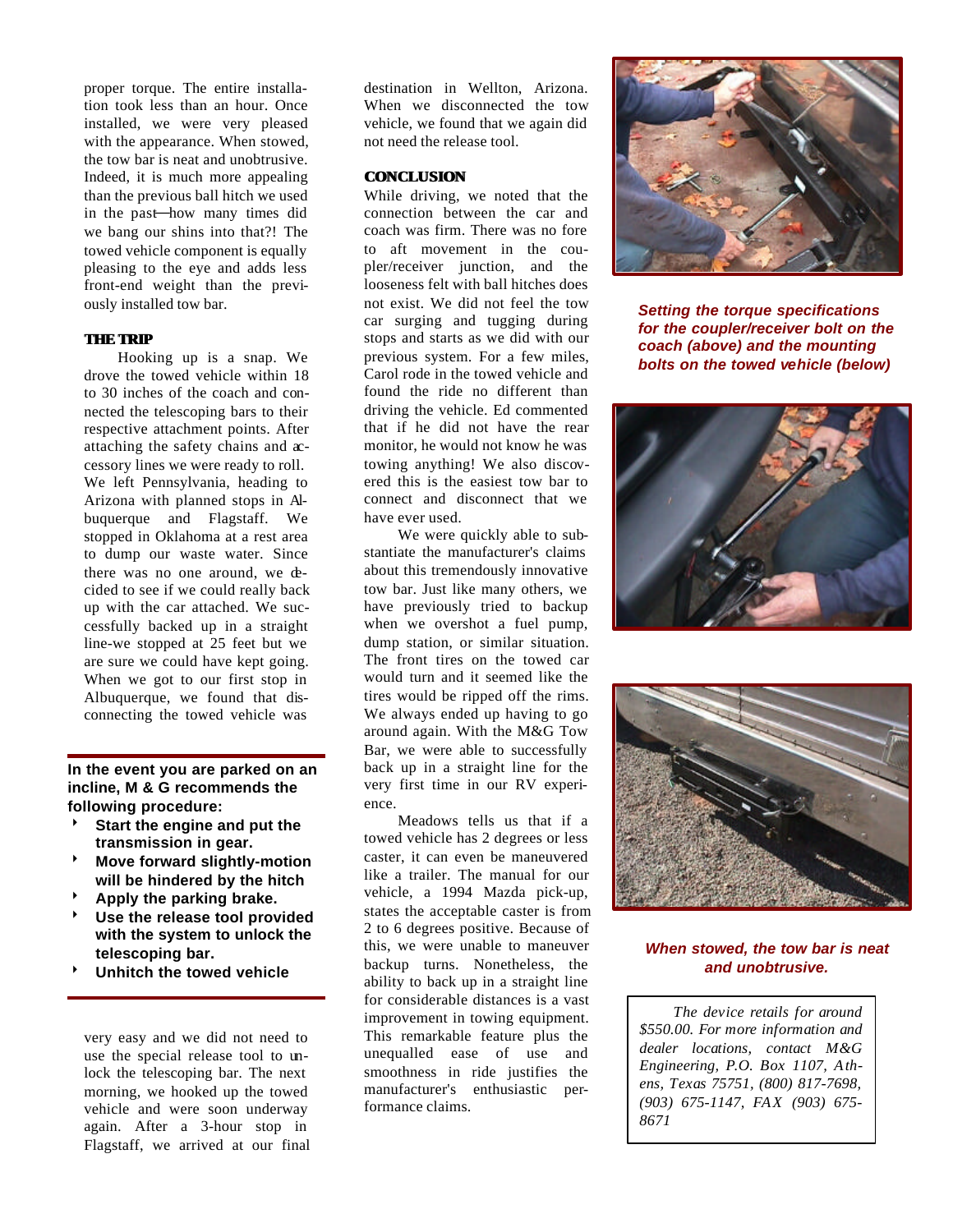proper torque. The entire installation took less than an hour. Once installed, we were very pleased with the appearance. When stowed, the tow bar is neat and unobtrusive. Indeed, it is much more appealing than the previous ball hitch we used in the past—how many times did we bang our shins into that?! The towed vehicle component is equally pleasing to the eye and adds less front-end weight than the previously installed tow bar.

**THE TRIP**

Hooking up is a snap. We drove the towed vehicle within 18 to 30 inches of the coach and connected the telescoping bars to their respective attachment points. After attaching the safety chains and accessory lines we were ready to roll. We left Pennsylvania, heading to Arizona with planned stops in Albuquerque and Flagstaff. We stopped in Oklahoma at a rest area to dump our waste water. Since there was no one around, we decided to see if we could really back up with the car attached. We successfully backed up in a straight line-we stopped at 25 feet but we are sure we could have kept going. When we got to our first stop in Albuquerque, we found that disconnecting the towed vehicle was very easy and we did not need to use the special release tool to unlock the telescoping bar. The next morning, we hooked up the towed vehicle and were soon underway again. After a 3-hour stop in Flagstaff, we arrived at our final destination in Wellton, Arizona. When we disconnected the tow vehicle, we found that we again did not need the release tool.

**In the event you are parked on an incline, M & G recommends the following procedure:**

- **Start the engine and put the transmission in gear.**
- **Move forward slightly-motion will be hindered by the hitch**
- **Apply the parking brake.**
- **Use the release tool provided with the system to unlock the telescoping bar.**
- **Unhitch the towed vehicle**

**CONCLUSION**

While driving, we noted that the connection between the car and coach was firm. There was no fore to aft movement in the coupler/receiver junction, and the looseness felt with ball hitches does not exist. We did not feel the tow car surging and tugging during stops and starts as we did with our previous system. For a few miles, Carol rode in the towed vehicle and found the ride no different than driving the vehicle. Ed commented that if he did not have the rear monitor, he would not know he was towing anything! We also discovered this is the easiest tow bar to connect and disconnect that we have ever used.

We were quickly able to substantiate the manufacturer's claims about this tremendously innovative tow bar. Just like many others, we have previously tried to backup when we overshot a fuel pump, dump station, or similar situation. The front tires on the towed car would turn and it seemed like the tires would be ripped off the rims. We always ended up having to go around again. With the M&G Tow Bar, we were able to successfully back up in a straight line for the very first time in our RV experience.

Meadows tells us that if a towed vehicle has 2 degrees or less caster, it can even be maneuvered like a trailer. The manual for our vehicle, a 1994 Mazda pick-up, states the acceptable caster is from 2 to 6 degrees positive. Because of this, we were unable to maneuver backup turns. Nonetheless, the ability to back up in a straight line for considerable distances is a vast improvement in towing equipment. This remarkable feature plus the unequalled ease of use and smoothness in ride justifies the manufacturer's enthusiastic performance claims.

***Setting the torque specifications for the coupler/receiver bolt on the coach (above) and the mounting bolts on the towed vehicle (below)***

***When stowed, the tow bar is neat and unobtrusive.***

*The device retails for around $550.00. For more information and dealer locations, contact M&G Engineering, P.O. Box 1107, Athens, Texas 75751, (800) 817-7698, (903) 675-1147, FAX (903) 675-8671*